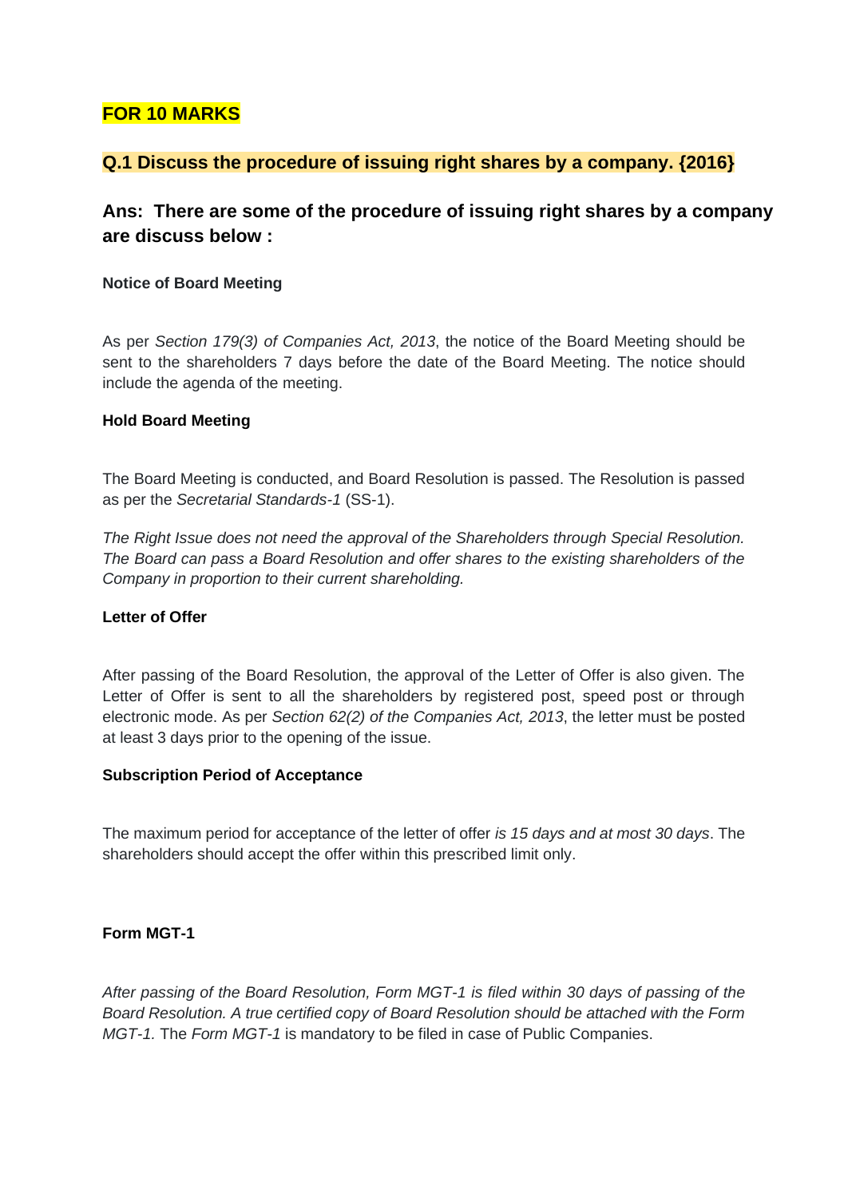# FOR 10 MARKS

## Q.1 Discuss the procedure of issuing right shares by a company. {2016}

### Ans: There are some of the procedure of issuing right shares by a company are discuss below :

**Notice of Board Meeting**

As per *Section 179(3) of Companies Act, 2013*, the notice of the Board Meeting should be sent to the shareholders 7 days before the date of the Board Meeting. The notice should include the agenda of the meeting.

**Hold Board Meeting**

The Board Meeting is conducted, and Board Resolution is passed. The Resolution is passed as per the *Secretarial Standards-1* (SS-1).

*The Right Issue does not need the approval of the Shareholders through Special Resolution. The Board can pass a Board Resolution and offer shares to the existing shareholders of the Company in proportion to their current shareholding.*

**Letter of Offer**

After passing of the Board Resolution, the approval of the Letter of Offer is also given. The Letter of Offer is sent to all the shareholders by registered post, speed post or through electronic mode. As per *Section 62(2) of the Companies Act, 2013*, the letter must be posted at least 3 days prior to the opening of the issue.

**Subscription Period of Acceptance**

The maximum period for acceptance of the letter of offer *is 15 days and at most 30 days*. The shareholders should accept the offer within this prescribed limit only.

**Form MGT-1**

*After passing of the Board Resolution, Form MGT-1 is filed within 30 days of passing of the Board Resolution. A true certified copy of Board Resolution should be attached with the Form MGT-1.* The *Form MGT-1* is mandatory to be filed in case of Public Companies.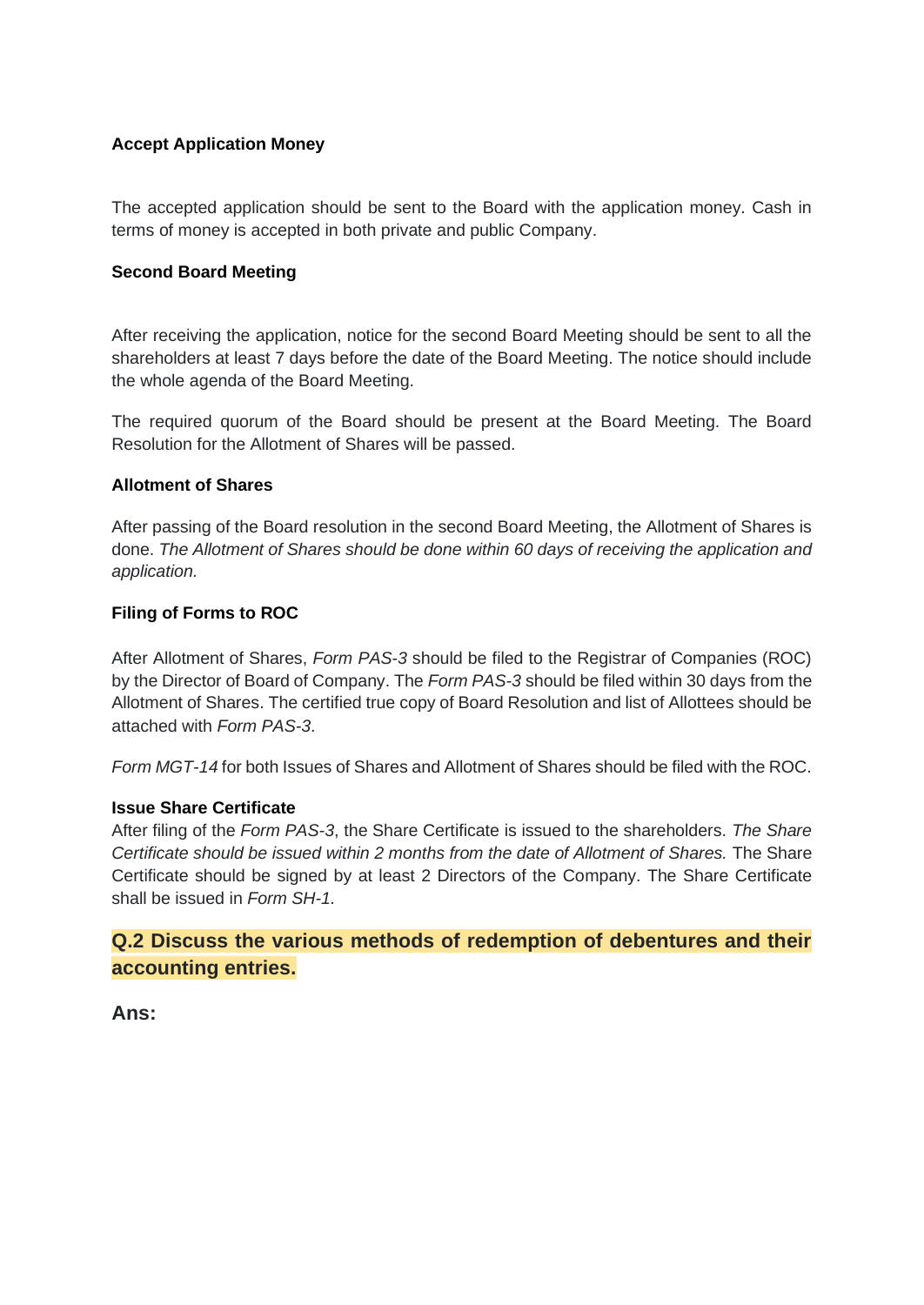**Accept Application Money**

The accepted application should be sent to the Board with the application money. Cash in terms of money is accepted in both private and public Company.

**Second Board Meeting**

After receiving the application, notice for the second Board Meeting should be sent to all the shareholders at least 7 days before the date of the Board Meeting. The notice should include the whole agenda of the Board Meeting.

The required quorum of the Board should be present at the Board Meeting. The Board Resolution for the Allotment of Shares will be passed.

**Allotment of Shares**

After passing of the Board resolution in the second Board Meeting, the Allotment of Shares is done. *The Allotment of Shares should be done within 60 days of receiving the application and application.*

**Filing of Forms to ROC**

After Allotment of Shares, *Form PAS-3* should be filed to the Registrar of Companies (ROC) by the Director of Board of Company. The *Form PAS-3* should be filed within 30 days from the Allotment of Shares. The certified true copy of Board Resolution and list of Allottees should be attached with *Form PAS-3*.

*Form MGT-14* for both Issues of Shares and Allotment of Shares should be filed with the ROC.

**Issue Share Certificate**

After filing of the *Form PAS-3*, the Share Certificate is issued to the shareholders. *The Share Certificate should be issued within 2 months from the date of Allotment of Shares.* The Share Certificate should be signed by at least 2 Directors of the Company. The Share Certificate shall be issued in *Form SH-1.*

## Q.2 Discuss the various methods of redemption of debentures and their accounting entries.

**Ans:**